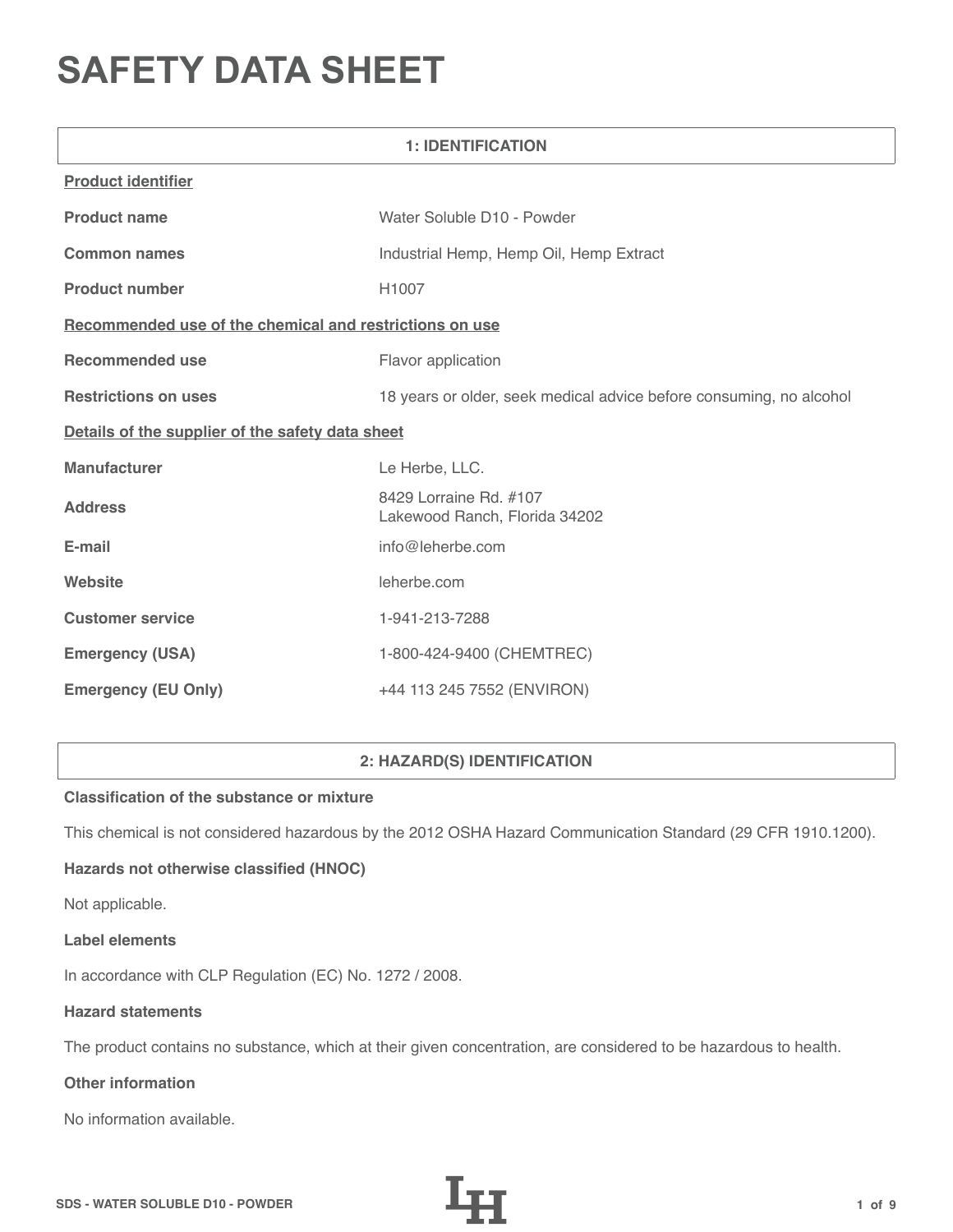# SAFETY DATA SHEET

## 1: IDENTIFICATION

**Product identifier**

| | |
|---|---|
| **Product name** | Water Soluble D10 - Powder |
| **Common names** | Industrial Hemp, Hemp Oil, Hemp Extract |
| **Product number** | H1007 |

**Recommended use of the chemical and restrictions on use**

| | |
|---|---|
| **Recommended use** | Flavor application |
| **Restrictions on uses** | 18 years or older, seek medical advice before consuming, no alcohol |

**Details of the supplier of the safety data sheet**

| | |
|---|---|
| **Manufacturer** | Le Herbe, LLC. |
| **Address** | 8429 Lorraine Rd. #107<br>Lakewood Ranch, Florida 34202 |
| **E-mail** | info@leherbe.com |
| **Website** | leherbe.com |
| **Customer service** | 1-941-213-7288 |
| **Emergency (USA)** | 1-800-424-9400 (CHEMTREC) |
| **Emergency (EU Only)** | +44 113 245 7552 (ENVIRON) |

## 2: HAZARD(S) IDENTIFICATION

**Classification of the substance or mixture**

This chemical is not considered hazardous by the 2012 OSHA Hazard Communication Standard (29 CFR 1910.1200).

**Hazards not otherwise classified (HNOC)**

Not applicable.

**Label elements**

In accordance with CLP Regulation (EC) No. 1272 / 2008.

**Hazard statements**

The product contains no substance, which at their given concentration, are considered to be hazardous to health.

**Other information**

No information available.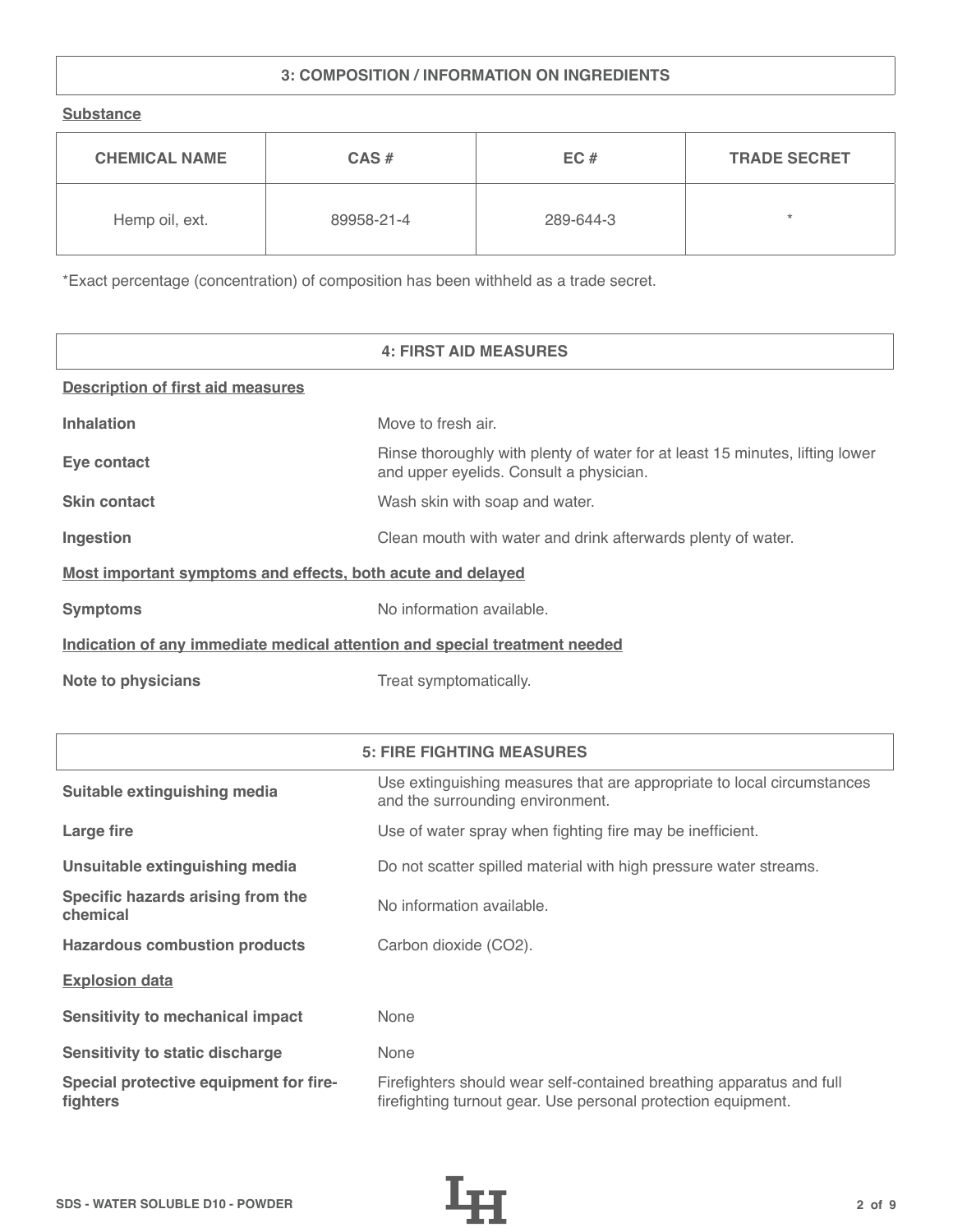## 3: COMPOSITION / INFORMATION ON INGREDIENTS

**Substance**

| CHEMICAL NAME | CAS # | EC # | TRADE SECRET |
|---|---|---|---|
| Hemp oil, ext. | 89958-21-4 | 289-644-3 | * |

*Exact percentage (concentration) of composition has been withheld as a trade secret.

## 4: FIRST AID MEASURES

**Description of first aid measures**

| | |
|---|---|
| **Inhalation** | Move to fresh air. |
| **Eye contact** | Rinse thoroughly with plenty of water for at least 15 minutes, lifting lower and upper eyelids. Consult a physician. |
| **Skin contact** | Wash skin with soap and water. |
| **Ingestion** | Clean mouth with water and drink afterwards plenty of water. |

**Most important symptoms and effects, both acute and delayed**

| | |
|---|---|
| **Symptoms** | No information available. |

**Indication of any immediate medical attention and special treatment needed**

| | |
|---|---|
| **Note to physicians** | Treat symptomatically. |

## 5: FIRE FIGHTING MEASURES

| | |
|---|---|
| **Suitable extinguishing media** | Use extinguishing measures that are appropriate to local circumstances and the surrounding environment. |
| **Large fire** | Use of water spray when fighting fire may be inefficient. |
| **Unsuitable extinguishing media** | Do not scatter spilled material with high pressure water streams. |
| **Specific hazards arising from the chemical** | No information available. |
| **Hazardous combustion products** | Carbon dioxide ($CO_2$). |

**Explosion data**

| | |
|---|---|
| **Sensitivity to mechanical impact** | None |
| **Sensitivity to static discharge** | None |
| **Special protective equipment for fire-fighters** | Firefighters should wear self-contained breathing apparatus and full firefighting turnout gear. Use personal protection equipment. |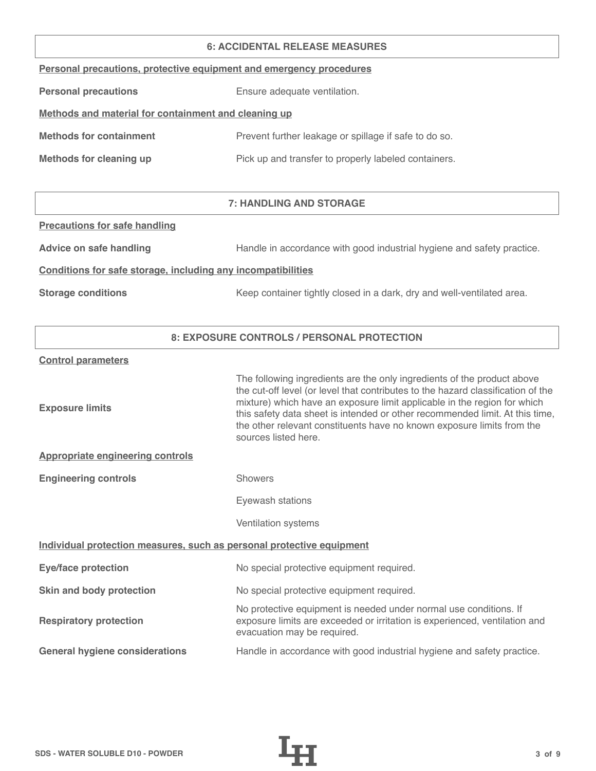## 6: ACCIDENTAL RELEASE MEASURES

**Personal precautions, protective equipment and emergency procedures**

| | |
|---|---|
| **Personal precautions** | Ensure adequate ventilation. |

**Methods and material for containment and cleaning up**

| | |
|---|---|
| **Methods for containment** | Prevent further leakage or spillage if safe to do so. |
| **Methods for cleaning up** | Pick up and transfer to properly labeled containers. |

## 7: HANDLING AND STORAGE

**Precautions for safe handling**

| | |
|---|---|
| **Advice on safe handling** | Handle in accordance with good industrial hygiene and safety practice. |

**Conditions for safe storage, including any incompatibilities**

| | |
|---|---|
| **Storage conditions** | Keep container tightly closed in a dark, dry and well-ventilated area. |

## 8: EXPOSURE CONTROLS / PERSONAL PROTECTION

**Control parameters**

| | |
|---|---|
| **Exposure limits** | The following ingredients are the only ingredients of the product above the cut-off level (or level that contributes to the hazard classification of the mixture) which have an exposure limit applicable in the region for which this safety data sheet is intended or other recommended limit. At this time, the other relevant constituents have no known exposure limits from the sources listed here. |

**Appropriate engineering controls**

| | |
|---|---|
| **Engineering controls** | Showers |
| | Eyewash stations |
| | Ventilation systems |

**Individual protection measures, such as personal protective equipment**

| | |
|---|---|
| **Eye/face protection** | No special protective equipment required. |
| **Skin and body protection** | No special protective equipment required. |
| **Respiratory protection** | No protective equipment is needed under normal use conditions. If exposure limits are exceeded or irritation is experienced, ventilation and evacuation may be required. |
| **General hygiene considerations** | Handle in accordance with good industrial hygiene and safety practice. |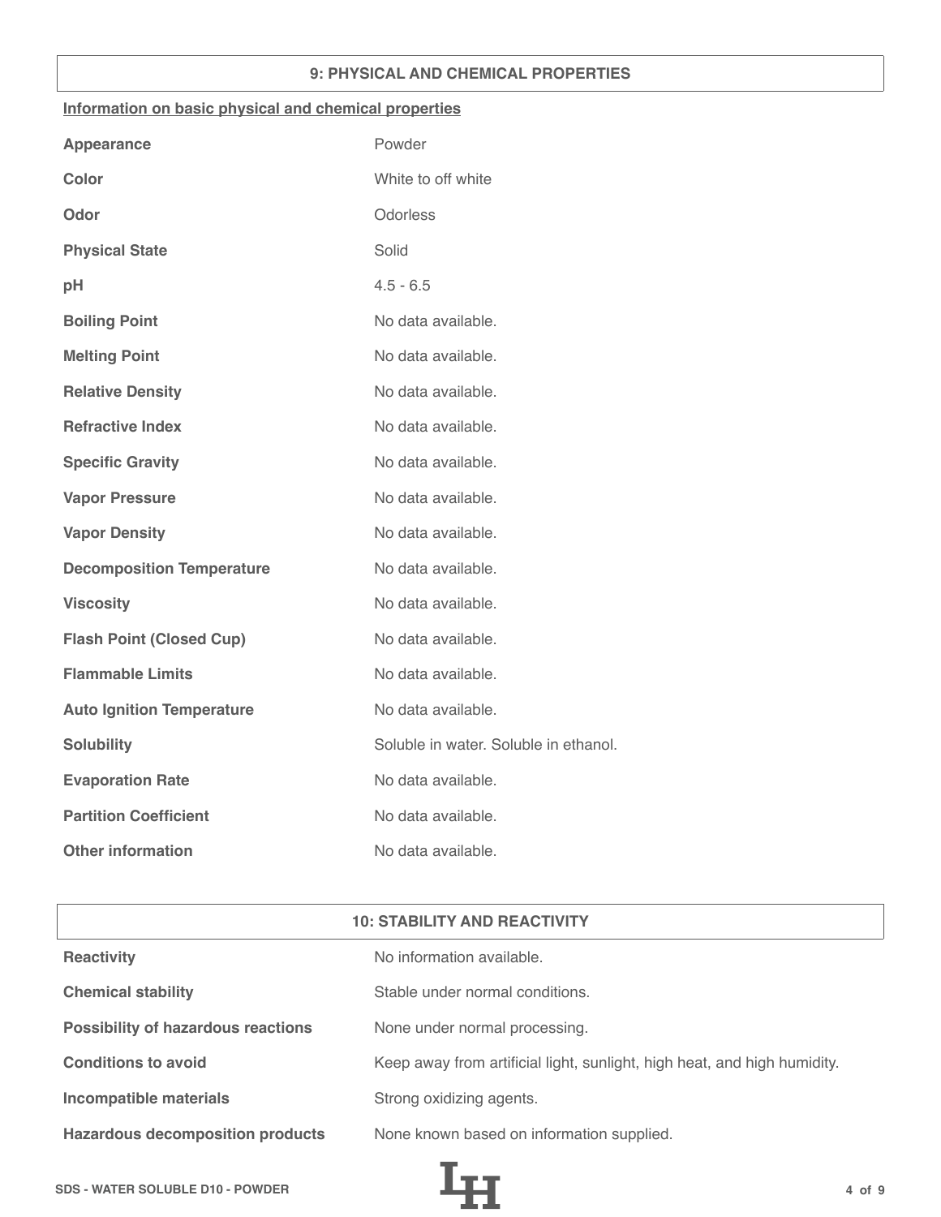## 9: PHYSICAL AND CHEMICAL PROPERTIES

### Information on basic physical and chemical properties

| | |
|---|---|
| **Appearance** | Powder |
| **Color** | White to off white |
| **Odor** | Odorless |
| **Physical State** | Solid |
| **pH** | 4.5 - 6.5 |
| **Boiling Point** | No data available. |
| **Melting Point** | No data available. |
| **Relative Density** | No data available. |
| **Refractive Index** | No data available. |
| **Specific Gravity** | No data available. |
| **Vapor Pressure** | No data available. |
| **Vapor Density** | No data available. |
| **Decomposition Temperature** | No data available. |
| **Viscosity** | No data available. |
| **Flash Point (Closed Cup)** | No data available. |
| **Flammable Limits** | No data available. |
| **Auto Ignition Temperature** | No data available. |
| **Solubility** | Soluble in water. Soluble in ethanol. |
| **Evaporation Rate** | No data available. |
| **Partition Coefficient** | No data available. |
| **Other information** | No data available. |

## 10: STABILITY AND REACTIVITY

| | |
|---|---|
| **Reactivity** | No information available. |
| **Chemical stability** | Stable under normal conditions. |
| **Possibility of hazardous reactions** | None under normal processing. |
| **Conditions to avoid** | Keep away from artificial light, sunlight, high heat, and high humidity. |
| **Incompatible materials** | Strong oxidizing agents. |
| **Hazardous decomposition products** | None known based on information supplied. |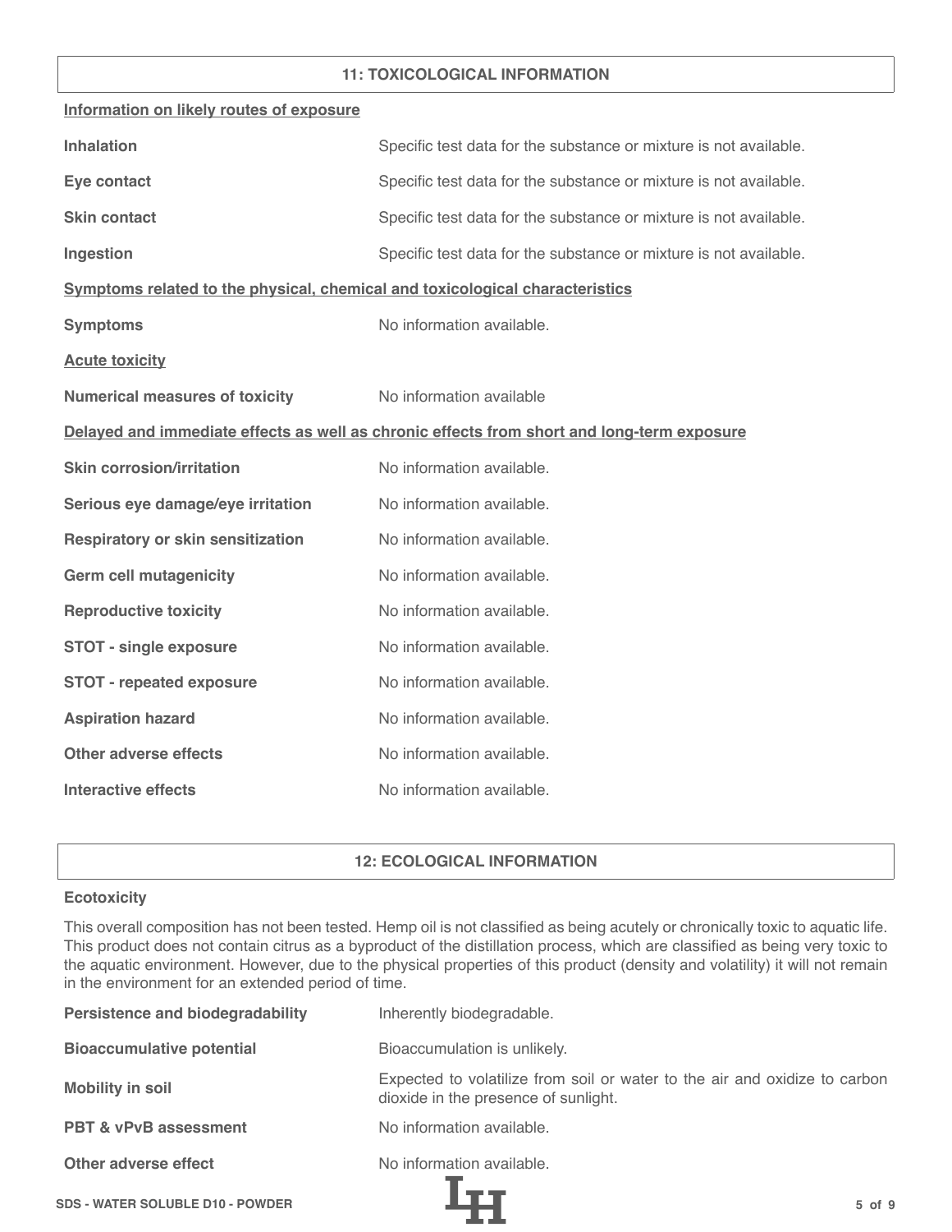## 11: TOXICOLOGICAL INFORMATION

**Information on likely routes of exposure**

| | |
|---|---|
| **Inhalation** | Specific test data for the substance or mixture is not available. |
| **Eye contact** | Specific test data for the substance or mixture is not available. |
| **Skin contact** | Specific test data for the substance or mixture is not available. |
| **Ingestion** | Specific test data for the substance or mixture is not available. |

**Symptoms related to the physical, chemical and toxicological characteristics**

| | |
|---|---|
| **Symptoms** | No information available. |

**Acute toxicity**

| | |
|---|---|
| **Numerical measures of toxicity** | No information available |

**Delayed and immediate effects as well as chronic effects from short and long-term exposure**

| | |
|---|---|
| **Skin corrosion/irritation** | No information available. |
| **Serious eye damage/eye irritation** | No information available. |
| **Respiratory or skin sensitization** | No information available. |
| **Germ cell mutagenicity** | No information available. |
| **Reproductive toxicity** | No information available. |
| **STOT - single exposure** | No information available. |
| **STOT - repeated exposure** | No information available. |
| **Aspiration hazard** | No information available. |
| **Other adverse effects** | No information available. |
| **Interactive effects** | No information available. |

## 12: ECOLOGICAL INFORMATION

**Ecotoxicity**

This overall composition has not been tested. Hemp oil is not classified as being acutely or chronically toxic to aquatic life. This product does not contain citrus as a byproduct of the distillation process, which are classified as being very toxic to the aquatic environment. However, due to the physical properties of this product (density and volatility) it will not remain in the environment for an extended period of time.

| | |
|---|---|
| **Persistence and biodegradability** | Inherently biodegradable. |
| **Bioaccumulative potential** | Bioaccumulation is unlikely. |
| **Mobility in soil** | Expected to volatilize from soil or water to the air and oxidize to carbon dioxide in the presence of sunlight. |
| **PBT & vPvB assessment** | No information available. |
| **Other adverse effect** | No information available. |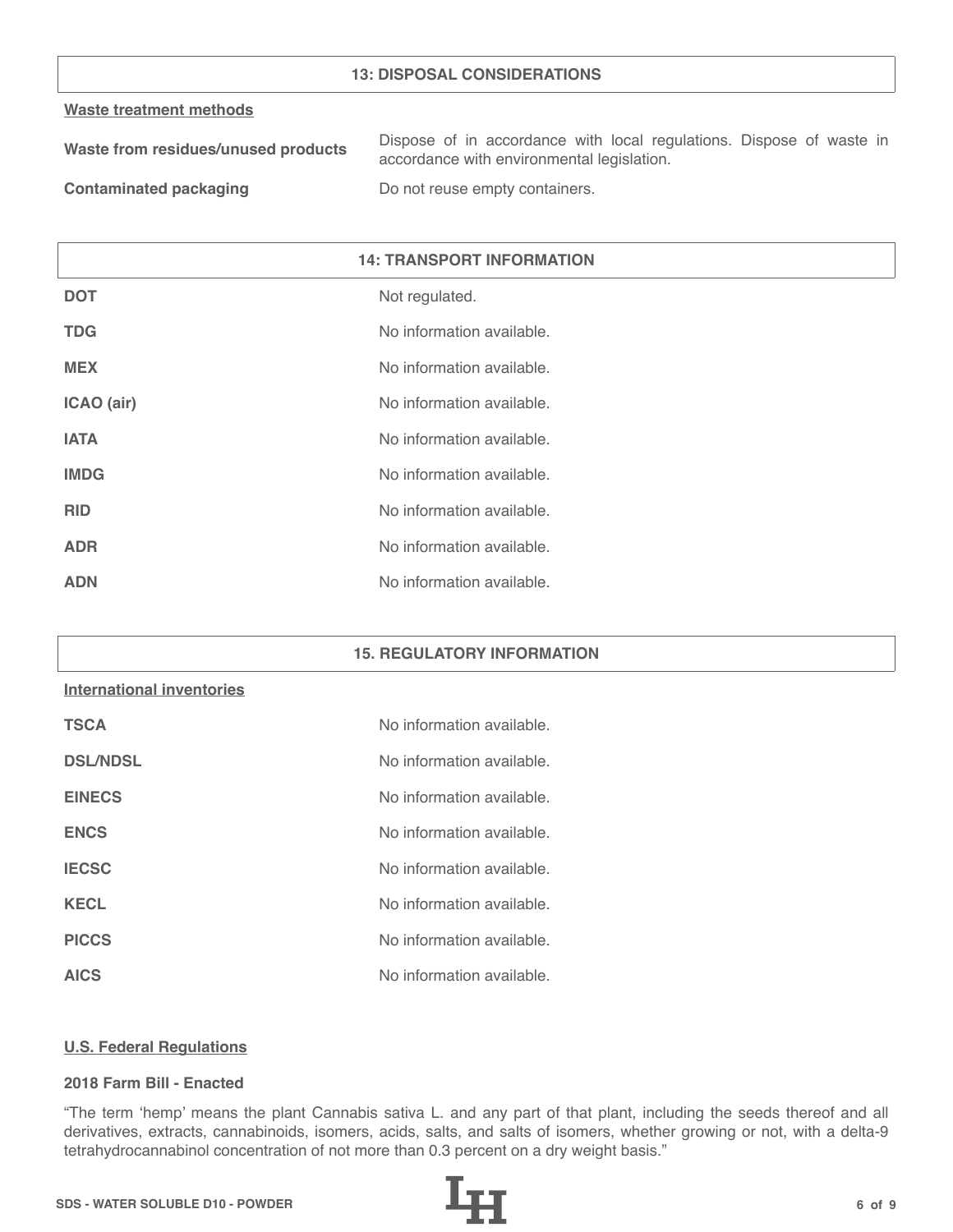## 13: DISPOSAL CONSIDERATIONS

**Waste treatment methods**

| | |
|---|---|
| **Waste from residues/unused products** | Dispose of in accordance with local regulations. Dispose of waste in accordance with environmental legislation. |
| **Contaminated packaging** | Do not reuse empty containers. |

## 14: TRANSPORT INFORMATION

| | |
|---|---|
| **DOT** | Not regulated. |
| **TDG** | No information available. |
| **MEX** | No information available. |
| **ICAO (air)** | No information available. |
| **IATA** | No information available. |
| **IMDG** | No information available. |
| **RID** | No information available. |
| **ADR** | No information available. |
| **ADN** | No information available. |

## 15. REGULATORY INFORMATION

**International inventories**

| | |
|---|---|
| **TSCA** | No information available. |
| **DSL/NDSL** | No information available. |
| **EINECS** | No information available. |
| **ENCS** | No information available. |
| **IECSC** | No information available. |
| **KECL** | No information available. |
| **PICCS** | No information available. |
| **AICS** | No information available. |

**U.S. Federal Regulations**

**2018 Farm Bill - Enacted**

“The term ‘hemp’ means the plant Cannabis sativa L. and any part of that plant, including the seeds thereof and all derivatives, extracts, cannabinoids, isomers, acids, salts, and salts of isomers, whether growing or not, with a delta-9 tetrahydrocannabinol concentration of not more than 0.3 percent on a dry weight basis.”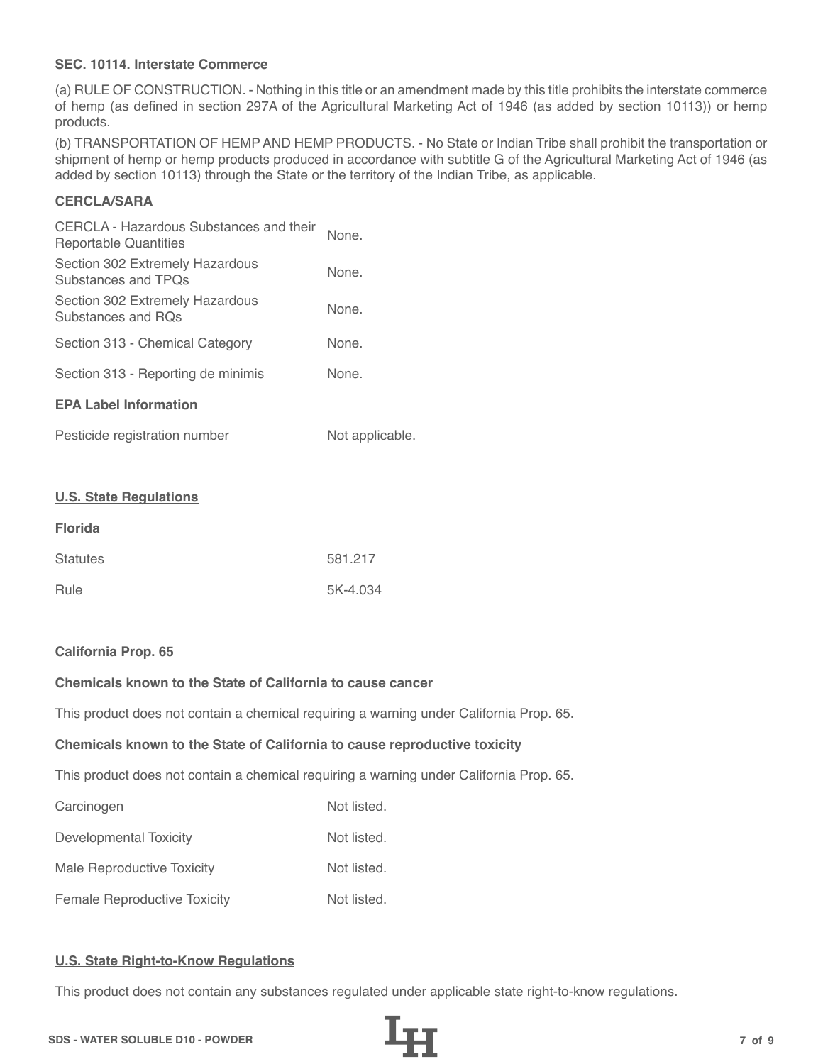**SEC. 10114. Interstate Commerce**

(a) RULE OF CONSTRUCTION. - Nothing in this title or an amendment made by this title prohibits the interstate commerce of hemp (as defined in section 297A of the Agricultural Marketing Act of 1946 (as added by section 10113)) or hemp products.

(b) TRANSPORTATION OF HEMP AND HEMP PRODUCTS. - No State or Indian Tribe shall prohibit the transportation or shipment of hemp or hemp products produced in accordance with subtitle G of the Agricultural Marketing Act of 1946 (as added by section 10113) through the State or the territory of the Indian Tribe, as applicable.

**CERCLA/SARA**

| | |
|---|---|
| CERCLA - Hazardous Substances and their Reportable Quantities | None. |
| Section 302 Extremely Hazardous Substances and TPQs | None. |
| Section 302 Extremely Hazardous Substances and RQs | None. |
| Section 313 - Chemical Category | None. |
| Section 313 - Reporting de minimis | None. |

**EPA Label Information**

| | |
|---|---|
| Pesticide registration number | Not applicable. |

**U.S. State Regulations**

**Florida**

| | |
|---|---|
| Statutes | 581.217 |
| Rule | 5K-4.034 |

**California Prop. 65**

**Chemicals known to the State of California to cause cancer**

This product does not contain a chemical requiring a warning under California Prop. 65.

**Chemicals known to the State of California to cause reproductive toxicity**

This product does not contain a chemical requiring a warning under California Prop. 65.

| | |
|---|---|
| Carcinogen | Not listed. |
| Developmental Toxicity | Not listed. |
| Male Reproductive Toxicity | Not listed. |
| Female Reproductive Toxicity | Not listed. |

**U.S. State Right-to-Know Regulations**

This product does not contain any substances regulated under applicable state right-to-know regulations.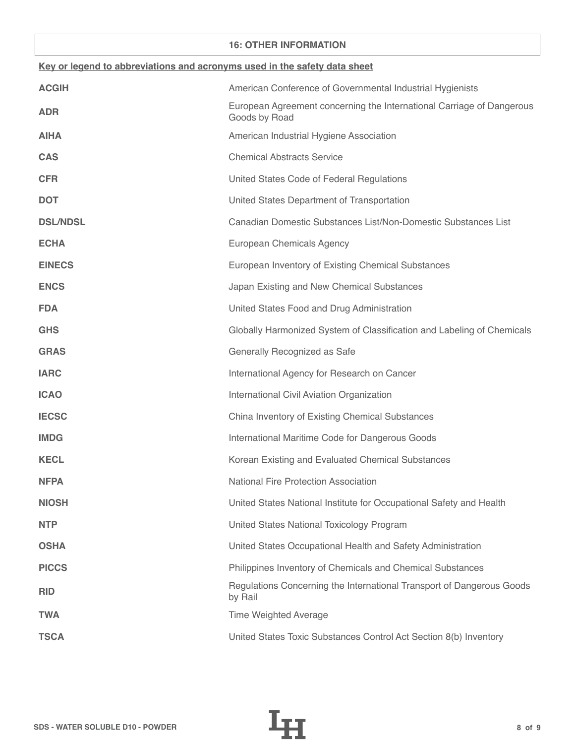## 16: OTHER INFORMATION

**Key or legend to abbreviations and acronyms used in the safety data sheet**

| | |
|---|---|
| **ACGIH** | American Conference of Governmental Industrial Hygienists |
| **ADR** | European Agreement concerning the International Carriage of Dangerous Goods by Road |
| **AIHA** | American Industrial Hygiene Association |
| **CAS** | Chemical Abstracts Service |
| **CFR** | United States Code of Federal Regulations |
| **DOT** | United States Department of Transportation |
| **DSL/NDSL** | Canadian Domestic Substances List/Non-Domestic Substances List |
| **ECHA** | European Chemicals Agency |
| **EINECS** | European Inventory of Existing Chemical Substances |
| **ENCS** | Japan Existing and New Chemical Substances |
| **FDA** | United States Food and Drug Administration |
| **GHS** | Globally Harmonized System of Classification and Labeling of Chemicals |
| **GRAS** | Generally Recognized as Safe |
| **IARC** | International Agency for Research on Cancer |
| **ICAO** | International Civil Aviation Organization |
| **IECSC** | China Inventory of Existing Chemical Substances |
| **IMDG** | International Maritime Code for Dangerous Goods |
| **KECL** | Korean Existing and Evaluated Chemical Substances |
| **NFPA** | National Fire Protection Association |
| **NIOSH** | United States National Institute for Occupational Safety and Health |
| **NTP** | United States National Toxicology Program |
| **OSHA** | United States Occupational Health and Safety Administration |
| **PICCS** | Philippines Inventory of Chemicals and Chemical Substances |
| **RID** | Regulations Concerning the International Transport of Dangerous Goods by Rail |
| **TWA** | Time Weighted Average |
| **TSCA** | United States Toxic Substances Control Act Section 8(b) Inventory |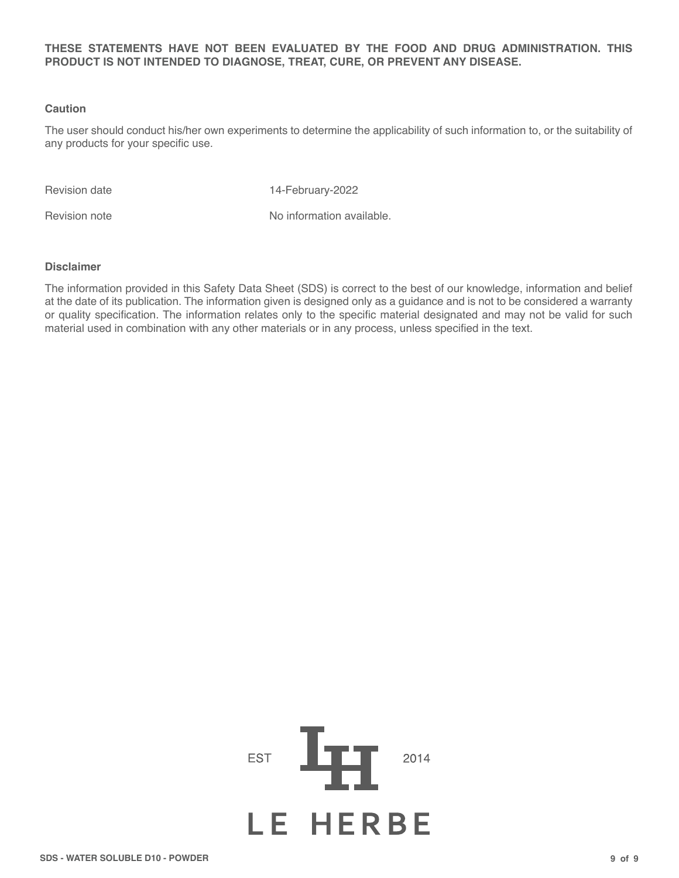**THESE STATEMENTS HAVE NOT BEEN EVALUATED BY THE FOOD AND DRUG ADMINISTRATION. THIS PRODUCT IS NOT INTENDED TO DIAGNOSE, TREAT, CURE, OR PREVENT ANY DISEASE.**

**Caution**

The user should conduct his/her own experiments to determine the applicability of such information to, or the suitability of any products for your specific use.

| | |
|---|---|
| Revision date | 14-February-2022 |
| Revision note | No information available. |

**Disclaimer**

The information provided in this Safety Data Sheet (SDS) is correct to the best of our knowledge, information and belief at the date of its publication. The information given is designed only as a guidance and is not to be considered a warranty or quality specification. The information relates only to the specific material designated and may not be valid for such material used in combination with any other materials or in any process, unless specified in the text.

EST LH 2014

LE HERBE